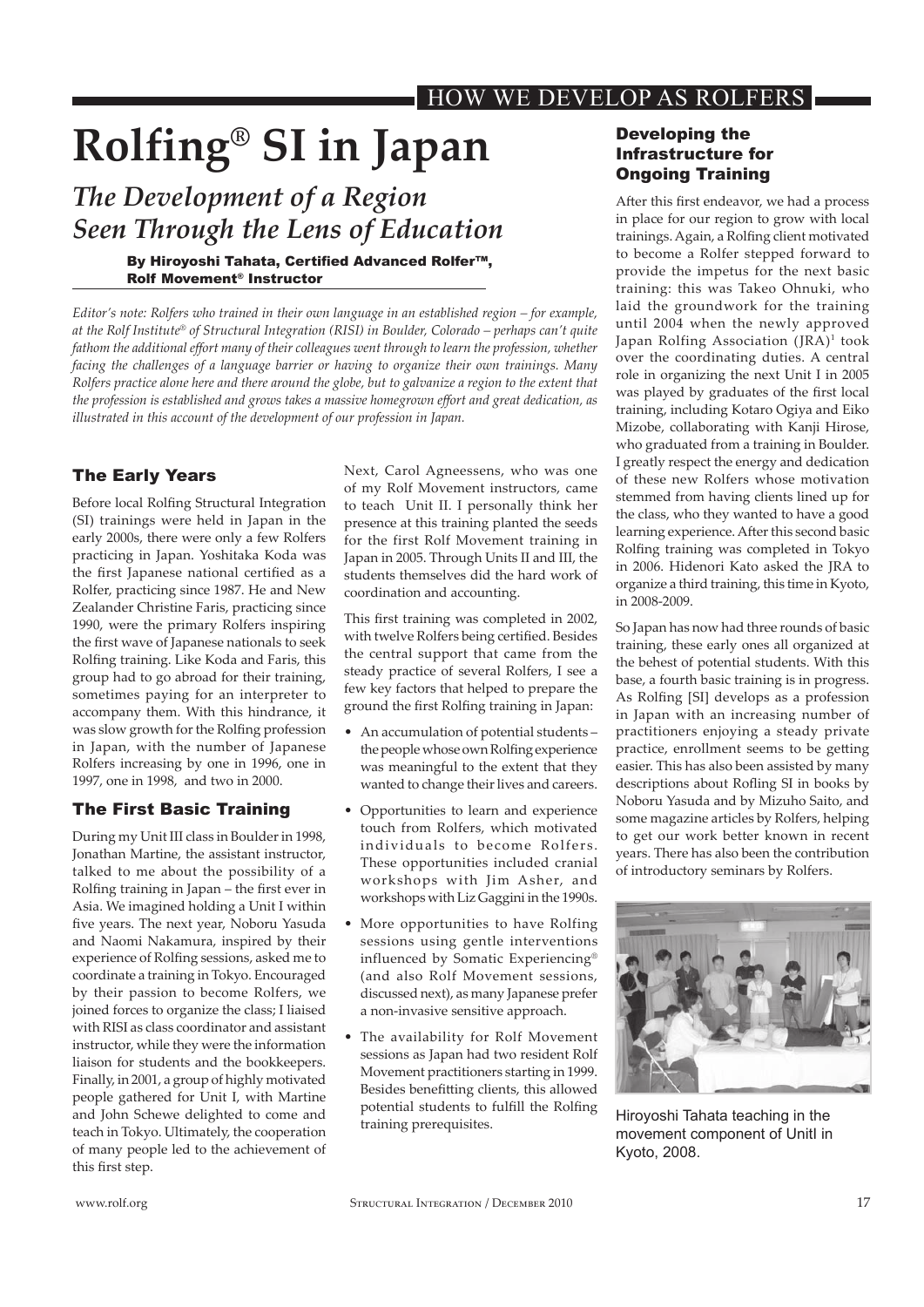# Rolfing® SI in Japan

## *The Development of a Region Seen Through the Lens of Education*

**By Hiroyoshi Tahata, Certified Advanced Rolfer™, Rolf Movement® Instructor**

*Editor's note: Rolfers who trained in their own language in an established region – for example, at the Rolf Institute® of Structural Integration (RISI) in Boulder, Colorado – perhaps can't quite fathom the additional effort many of their colleagues went through to learn the profession, whether facing the challenges of a language barrier or having to organize their own trainings. Many Rolfers practice alone here and there around the globe, but to galvanize a region to the extent that the profession is established and grows takes a massive homegrown effort and great dedication, as illustrated in this account of the development of our profession in Japan.*

### The Early Years

Before local Rolfing Structural Integration (SI) trainings were held in Japan in the early 2000s, there were only a few Rolfers practicing in Japan. Yoshitaka Koda was the first Japanese national certified as a Rolfer, practicing since 1987. He and New Zealander Christine Faris, practicing since 1990, were the primary Rolfers inspiring the first wave of Japanese nationals to seek Rolfing training. Like Koda and Faris, this group had to go abroad for their training, sometimes paying for an interpreter to accompany them. With this hindrance, it was slow growth for the Rolfing profession in Japan, with the number of Japanese Rolfers increasing by one in 1996, one in 1997, one in 1998, and two in 2000.

### The First Basic Training

During my Unit III class in Boulder in 1998, Jonathan Martine, the assistant instructor, talked to me about the possibility of a Rolfing training in Japan – the first ever in Asia. We imagined holding a Unit I within five years. The next year, Noboru Yasuda and Naomi Nakamura, inspired by their experience of Rolfing sessions, asked me to coordinate a training in Tokyo. Encouraged by their passion to become Rolfers, we joined forces to organize the class; I liaised with RISI as class coordinator and assistant instructor, while they were the information liaison for students and the bookkeepers. Finally, in 2001, a group of highly motivated people gathered for Unit I, with Martine and John Schewe delighted to come and teach in Tokyo. Ultimately, the cooperation of many people led to the achievement of this first step.

Next, Carol Agneessens, who was one of my Rolf Movement instructors, came to teach Unit II. I personally think her presence at this training planted the seeds for the first Rolf Movement training in Japan in 2005. Through Units II and III, the students themselves did the hard work of coordination and accounting.

This first training was completed in 2002, with twelve Rolfers being certified. Besides the central support that came from the steady practice of several Rolfers, I see a few key factors that helped to prepare the ground the first Rolfing training in Japan:

- An accumulation of potential students – the people whose own Rolfing experience was meaningful to the extent that they wanted to change their lives and careers.
- Opportunities to learn and experience touch from Rolfers, which motivated individuals to become Rolfers. These opportunities included cranial workshops with Jim Asher, and workshops with Liz Gaggini in the 1990s.
- More opportunities to have Rolfing sessions using gentle interventions influenced by Somatic Experiencing® (and also Rolf Movement sessions, discussed next), as many Japanese prefer a non-invasive sensitive approach.
- The availability for Rolf Movement sessions as Japan had two resident Rolf Movement practitioners starting in 1999. Besides benefitting clients, this allowed potential students to fulfill the Rolfing training prerequisites.

### Developing the Infrastructure for Ongoing Training

After this first endeavor, we had a process in place for our region to grow with local trainings. Again, a Rolfing client motivated to become a Rolfer stepped forward to provide the impetus for the next basic training: this was Takeo Ohnuki, who laid the groundwork for the training until 2004 when the newly approved Japan Rolfing Association (JRA)[1] took over the coordinating duties. A central role in organizing the next Unit I in 2005 was played by graduates of the first local training, including Kotaro Ogiya and Eiko Mizobe, collaborating with Kanji Hirose, who graduated from a training in Boulder. I greatly respect the energy and dedication of these new Rolfers whose motivation stemmed from having clients lined up for the class, who they wanted to have a good learning experience. After this second basic Rolfing training was completed in Tokyo in 2006. Hidenori Kato asked the JRA to organize a third training, this time in Kyoto, in 2008-2009.

So Japan has now had three rounds of basic training, these early ones all organized at the behest of potential students. With this base, a fourth basic training is in progress. As Rolfing [SI] develops as a profession in Japan with an increasing number of practitioners enjoying a steady private practice, enrollment seems to be getting easier. This has also been assisted by many descriptions about Rofling SI in books by Noboru Yasuda and by Mizuho Saito, and some magazine articles by Rolfers, helping to get our work better known in recent years. There has also been the contribution of introductory seminars by Rolfers.

Hiroyoshi Tahata teaching in the movement component of UnitI in Kyoto, 2008.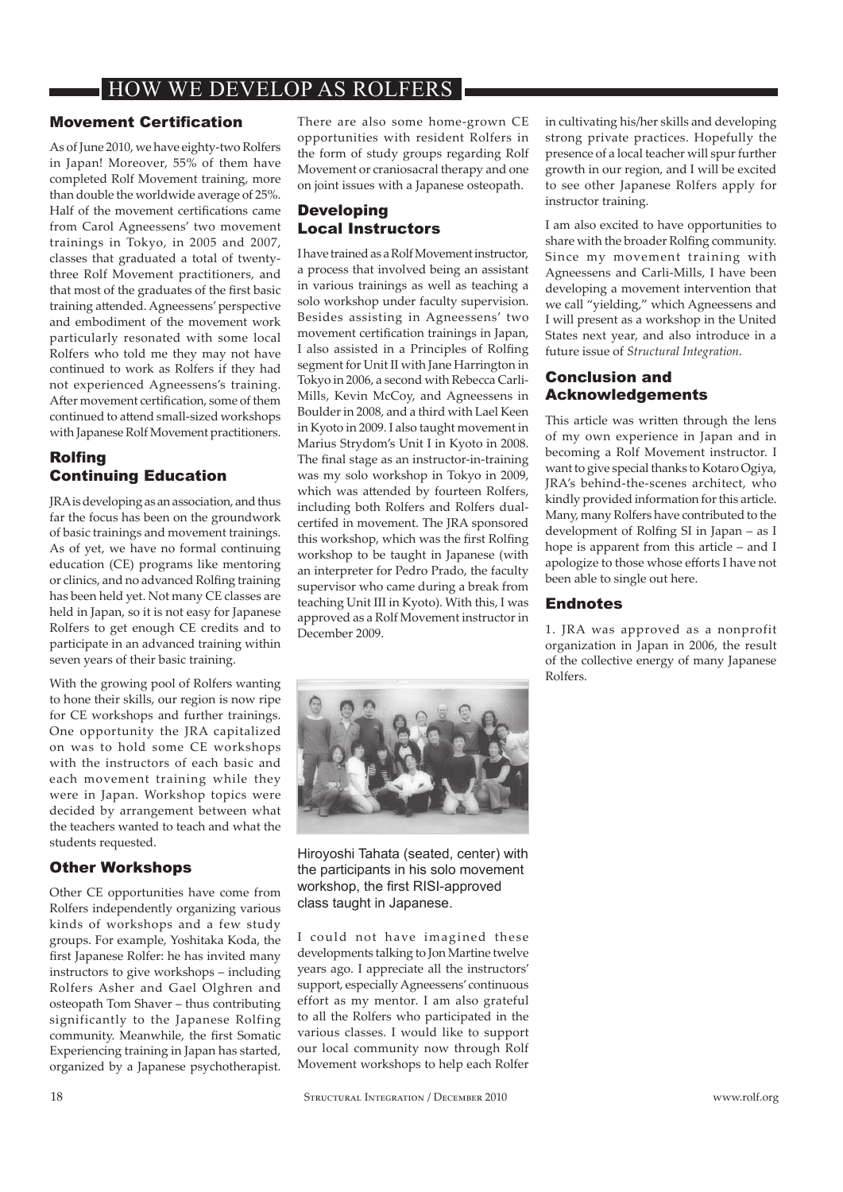## Movement Certification

As of June 2010, we have eighty-two Rolfers in Japan! Moreover, 55% of them have completed Rolf Movement training, more than double the worldwide average of 25%. Half of the movement certifications came from Carol Agneessens' two movement trainings in Tokyo, in 2005 and 2007, classes that graduated a total of twenty-three Rolf Movement practitioners, and that most of the graduates of the first basic training attended. Agneessens' perspective and embodiment of the movement work particularly resonated with some local Rolfers who told me they may not have continued to work as Rolfers if they had not experienced Agneessens's training. After movement certification, some of them continued to attend small-sized workshops with Japanese Rolf Movement practitioners.

## Rolfing Continuing Education

JRA is developing as an association, and thus far the focus has been on the groundwork of basic trainings and movement trainings. As of yet, we have no formal continuing education (CE) programs like mentoring or clinics, and no advanced Rolfing training has been held yet. Not many CE classes are held in Japan, so it is not easy for Japanese Rolfers to get enough CE credits and to participate in an advanced training within seven years of their basic training.

With the growing pool of Rolfers wanting to hone their skills, our region is now ripe for CE workshops and further trainings. One opportunity the JRA capitalized on was to hold some CE workshops with the instructors of each basic and each movement training while they were in Japan. Workshop topics were decided by arrangement between what the teachers wanted to teach and what the students requested.

## Other Workshops

Other CE opportunities have come from Rolfers independently organizing various kinds of workshops and a few study groups. For example, Yoshitaka Koda, the first Japanese Rolfer: he has invited many instructors to give workshops – including Rolfers Asher and Gael Olghren and osteopath Tom Shaver – thus contributing significantly to the Japanese Rolfing community. Meanwhile, the first Somatic Experiencing training in Japan has started, organized by a Japanese psychotherapist. There are also some home-grown CE opportunities with resident Rolfers in the form of study groups regarding Rolf Movement or craniosacral therapy and one on joint issues with a Japanese osteopath.

## Developing Local Instructors

I have trained as a Rolf Movement instructor, a process that involved being an assistant in various trainings as well as teaching a solo workshop under faculty supervision. Besides assisting in Agneessens' two movement certification trainings in Japan, I also assisted in a Principles of Rolfing segment for Unit II with Jane Harrington in Tokyo in 2006, a second with Rebecca Carli-Mills, Kevin McCoy, and Agneessens in Boulder in 2008, and a third with Lael Keen in Kyoto in 2009. I also taught movement in Marius Strydom's Unit I in Kyoto in 2008. The final stage as an instructor-in-training was my solo workshop in Tokyo in 2009, which was attended by fourteen Rolfers, including both Rolfers and Rolfers dual-certifed in movement. The JRA sponsored this workshop, which was the first Rolfing workshop to be taught in Japanese (with an interpreter for Pedro Prado, the faculty supervisor who came during a break from teaching Unit III in Kyoto). With this, I was approved as a Rolf Movement instructor in December 2009.

Hiroyoshi Tahata (seated, center) with the participants in his solo movement workshop, the first RISI-approved class taught in Japanese.

I could not have imagined these developments talking to Jon Martine twelve years ago. I appreciate all the instructors' support, especially Agneessens' continuous effort as my mentor. I am also grateful to all the Rolfers who participated in the various classes. I would like to support our local community now through Rolf Movement workshops to help each Rolfer in cultivating his/her skills and developing strong private practices. Hopefully the presence of a local teacher will spur further growth in our region, and I will be excited to see other Japanese Rolfers apply for instructor training.

I am also excited to have opportunities to share with the broader Rolfing community. Since my movement training with Agneessens and Carli-Mills, I have been developing a movement intervention that we call "yielding," which Agneessens and I will present as a workshop in the United States next year, and also introduce in a future issue of *Structural Integration*.

## Conclusion and Acknowledgements

This article was written through the lens of my own experience in Japan and in becoming a Rolf Movement instructor. I want to give special thanks to Kotaro Ogiya, JRA's behind-the-scenes architect, who kindly provided information for this article. Many, many Rolfers have contributed to the development of Rolfing SI in Japan – as I hope is apparent from this article – and I apologize to those whose efforts I have not been able to single out here.

## Endnotes

1. JRA was approved as a nonprofit organization in Japan in 2006, the result of the collective energy of many Japanese Rolfers.